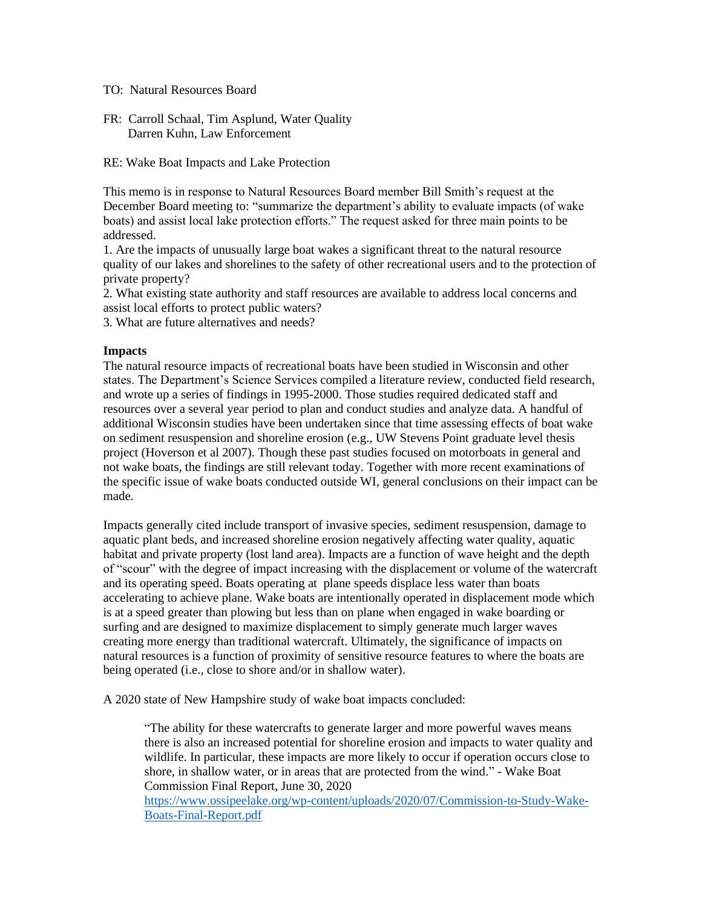TO: Natural Resources Board

FR: Carroll Schaal, Tim Asplund, Water Quality
Darren Kuhn, Law Enforcement

RE: Wake Boat Impacts and Lake Protection

This memo is in response to Natural Resources Board member Bill Smith's request at the December Board meeting to: "summarize the department's ability to evaluate impacts (of wake boats) and assist local lake protection efforts." The request asked for three main points to be addressed.

1. Are the impacts of unusually large boat wakes a significant threat to the natural resource quality of our lakes and shorelines to the safety of other recreational users and to the protection of private property?
2. What existing state authority and staff resources are available to address local concerns and assist local efforts to protect public waters?
3. What are future alternatives and needs?

**Impacts**

The natural resource impacts of recreational boats have been studied in Wisconsin and other states. The Department's Science Services compiled a literature review, conducted field research, and wrote up a series of findings in 1995-2000. Those studies required dedicated staff and resources over a several year period to plan and conduct studies and analyze data. A handful of additional Wisconsin studies have been undertaken since that time assessing effects of boat wake on sediment resuspension and shoreline erosion (e.g., UW Stevens Point graduate level thesis project (Hoverson et al 2007). Though these past studies focused on motorboats in general and not wake boats, the findings are still relevant today. Together with more recent examinations of the specific issue of wake boats conducted outside WI, general conclusions on their impact can be made.

Impacts generally cited include transport of invasive species, sediment resuspension, damage to aquatic plant beds, and increased shoreline erosion negatively affecting water quality, aquatic habitat and private property (lost land area). Impacts are a function of wave height and the depth of "scour" with the degree of impact increasing with the displacement or volume of the watercraft and its operating speed. Boats operating at plane speeds displace less water than boats accelerating to achieve plane. Wake boats are intentionally operated in displacement mode which is at a speed greater than plowing but less than on plane when engaged in wake boarding or surfing and are designed to maximize displacement to simply generate much larger waves creating more energy than traditional watercraft. Ultimately, the significance of impacts on natural resources is a function of proximity of sensitive resource features to where the boats are being operated (i.e., close to shore and/or in shallow water).

A 2020 state of New Hampshire study of wake boat impacts concluded:

> "The ability for these watercrafts to generate larger and more powerful waves means there is also an increased potential for shoreline erosion and impacts to water quality and wildlife. In particular, these impacts are more likely to occur if operation occurs close to shore, in shallow water, or in areas that are protected from the wind." - Wake Boat Commission Final Report, June 30, 2020
> https://www.ossipeelake.org/wp-content/uploads/2020/07/Commission-to-Study-Wake-Boats-Final-Report.pdf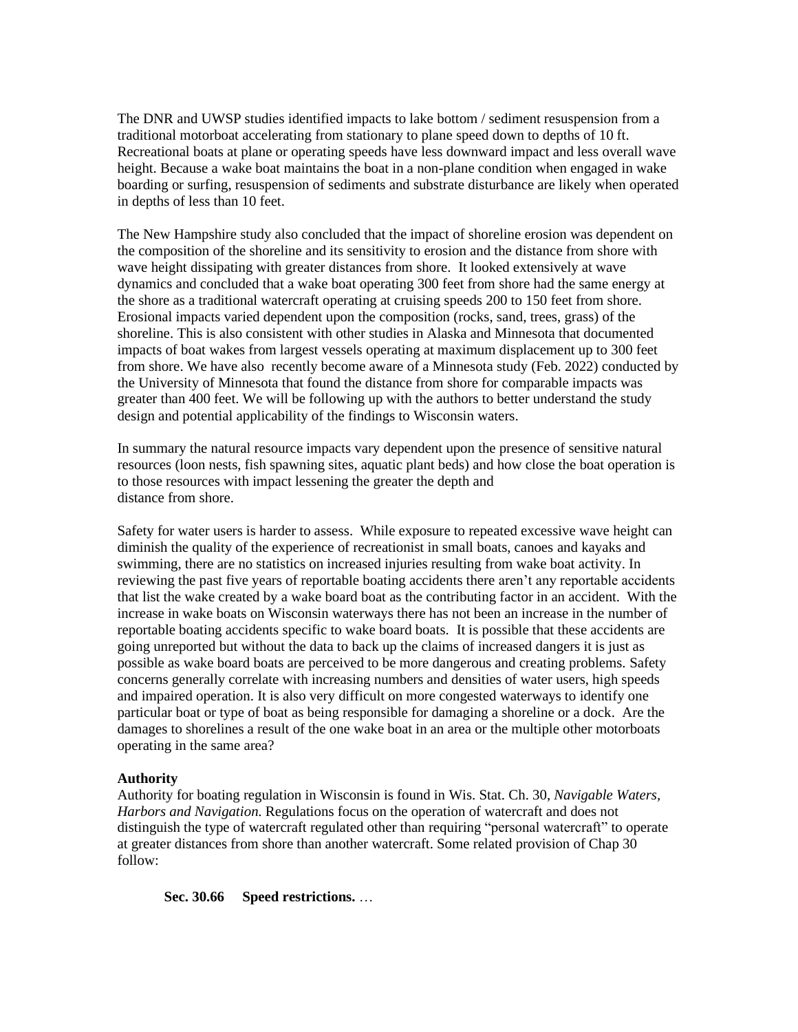The DNR and UWSP studies identified impacts to lake bottom / sediment resuspension from a traditional motorboat accelerating from stationary to plane speed down to depths of 10 ft. Recreational boats at plane or operating speeds have less downward impact and less overall wave height. Because a wake boat maintains the boat in a non-plane condition when engaged in wake boarding or surfing, resuspension of sediments and substrate disturbance are likely when operated in depths of less than 10 feet.

The New Hampshire study also concluded that the impact of shoreline erosion was dependent on the composition of the shoreline and its sensitivity to erosion and the distance from shore with wave height dissipating with greater distances from shore. It looked extensively at wave dynamics and concluded that a wake boat operating 300 feet from shore had the same energy at the shore as a traditional watercraft operating at cruising speeds 200 to 150 feet from shore. Erosional impacts varied dependent upon the composition (rocks, sand, trees, grass) of the shoreline. This is also consistent with other studies in Alaska and Minnesota that documented impacts of boat wakes from largest vessels operating at maximum displacement up to 300 feet from shore. We have also recently become aware of a Minnesota study (Feb. 2022) conducted by the University of Minnesota that found the distance from shore for comparable impacts was greater than 400 feet. We will be following up with the authors to better understand the study design and potential applicability of the findings to Wisconsin waters.

In summary the natural resource impacts vary dependent upon the presence of sensitive natural resources (loon nests, fish spawning sites, aquatic plant beds) and how close the boat operation is to those resources with impact lessening the greater the depth and distance from shore.

Safety for water users is harder to assess. While exposure to repeated excessive wave height can diminish the quality of the experience of recreationist in small boats, canoes and kayaks and swimming, there are no statistics on increased injuries resulting from wake boat activity. In reviewing the past five years of reportable boating accidents there aren't any reportable accidents that list the wake created by a wake board boat as the contributing factor in an accident. With the increase in wake boats on Wisconsin waterways there has not been an increase in the number of reportable boating accidents specific to wake board boats. It is possible that these accidents are going unreported but without the data to back up the claims of increased dangers it is just as possible as wake board boats are perceived to be more dangerous and creating problems. Safety concerns generally correlate with increasing numbers and densities of water users, high speeds and impaired operation. It is also very difficult on more congested waterways to identify one particular boat or type of boat as being responsible for damaging a shoreline or a dock. Are the damages to shorelines a result of the one wake boat in an area or the multiple other motorboats operating in the same area?

**Authority**

Authority for boating regulation in Wisconsin is found in Wis. Stat. Ch. 30, *Navigable Waters, Harbors and Navigation.* Regulations focus on the operation of watercraft and does not distinguish the type of watercraft regulated other than requiring "personal watercraft" to operate at greater distances from shore than another watercraft. Some related provision of Chap 30 follow:

**Sec. 30.66 Speed restrictions.** …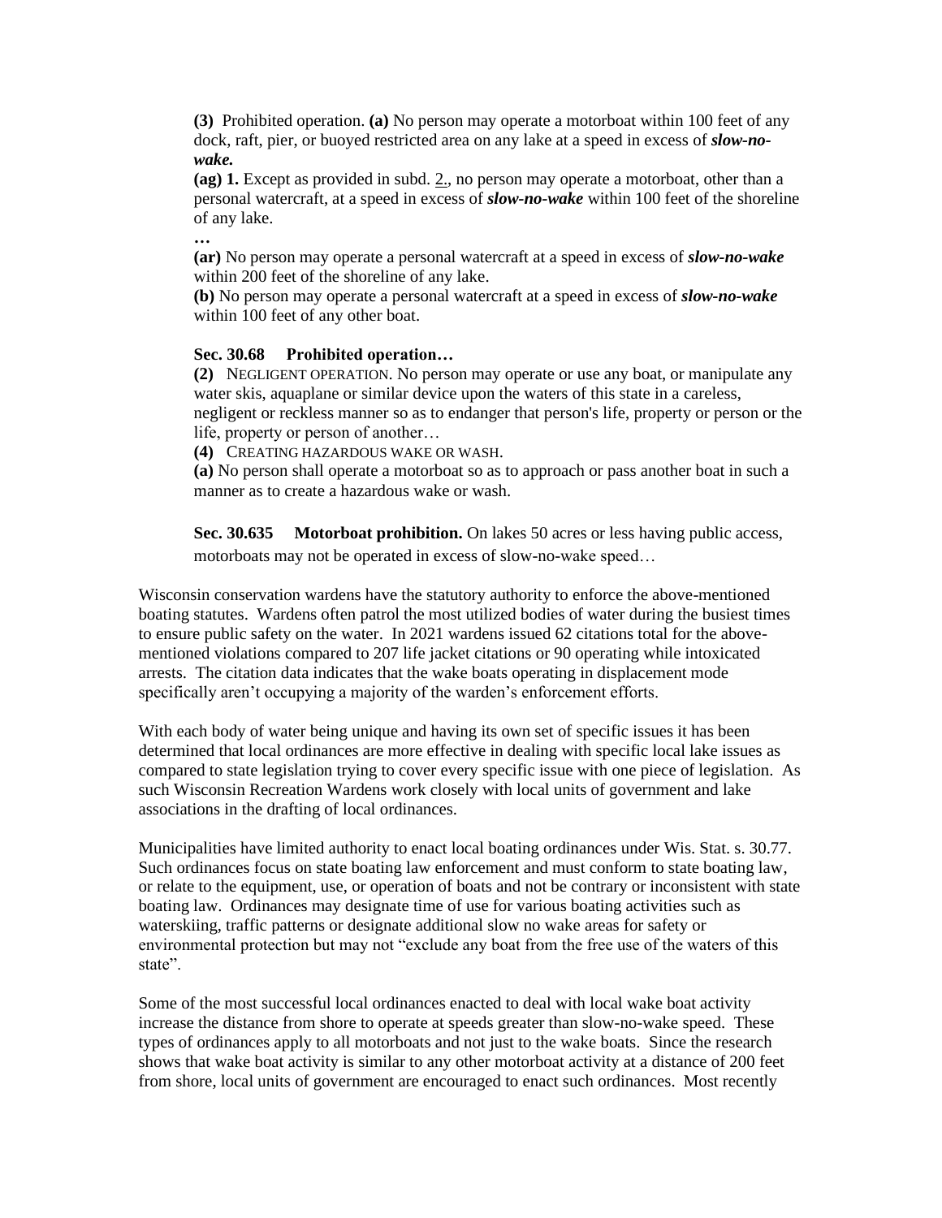**(3)** Prohibited operation. **(a)** No person may operate a motorboat within 100 feet of any dock, raft, pier, or buoyed restricted area on any lake at a speed in excess of ***slow-no-wake.***

**(ag) 1.** Except as provided in subd. 2., no person may operate a motorboat, other than a personal watercraft, at a speed in excess of ***slow-no-wake*** within 100 feet of the shoreline of any lake.

**…**

**(ar)** No person may operate a personal watercraft at a speed in excess of ***slow-no-wake*** within 200 feet of the shoreline of any lake.

**(b)** No person may operate a personal watercraft at a speed in excess of ***slow-no-wake*** within 100 feet of any other boat.

**Sec. 30.68 Prohibited operation…**

**(2)** NEGLIGENT OPERATION. No person may operate or use any boat, or manipulate any water skis, aquaplane or similar device upon the waters of this state in a careless, negligent or reckless manner so as to endanger that person's life, property or person or the life, property or person of another…

**(4)** CREATING HAZARDOUS WAKE OR WASH.

**(a)** No person shall operate a motorboat so as to approach or pass another boat in such a manner as to create a hazardous wake or wash.

**Sec. 30.635 Motorboat prohibition.** On lakes 50 acres or less having public access, motorboats may not be operated in excess of slow-no-wake speed…

Wisconsin conservation wardens have the statutory authority to enforce the above-mentioned boating statutes. Wardens often patrol the most utilized bodies of water during the busiest times to ensure public safety on the water. In 2021 wardens issued 62 citations total for the above-mentioned violations compared to 207 life jacket citations or 90 operating while intoxicated arrests. The citation data indicates that the wake boats operating in displacement mode specifically aren't occupying a majority of the warden's enforcement efforts.

With each body of water being unique and having its own set of specific issues it has been determined that local ordinances are more effective in dealing with specific local lake issues as compared to state legislation trying to cover every specific issue with one piece of legislation. As such Wisconsin Recreation Wardens work closely with local units of government and lake associations in the drafting of local ordinances.

Municipalities have limited authority to enact local boating ordinances under Wis. Stat. s. 30.77. Such ordinances focus on state boating law enforcement and must conform to state boating law, or relate to the equipment, use, or operation of boats and not be contrary or inconsistent with state boating law. Ordinances may designate time of use for various boating activities such as waterskiing, traffic patterns or designate additional slow no wake areas for safety or environmental protection but may not "exclude any boat from the free use of the waters of this state".

Some of the most successful local ordinances enacted to deal with local wake boat activity increase the distance from shore to operate at speeds greater than slow-no-wake speed. These types of ordinances apply to all motorboats and not just to the wake boats. Since the research shows that wake boat activity is similar to any other motorboat activity at a distance of 200 feet from shore, local units of government are encouraged to enact such ordinances. Most recently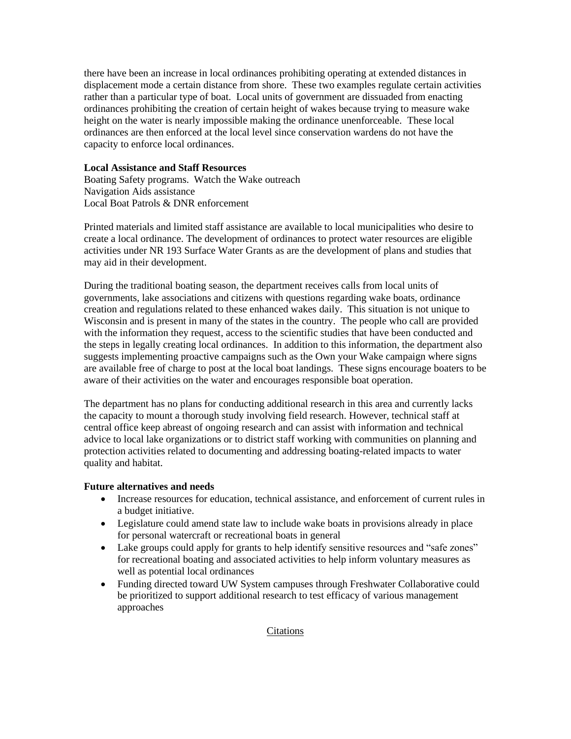there have been an increase in local ordinances prohibiting operating at extended distances in displacement mode a certain distance from shore. These two examples regulate certain activities rather than a particular type of boat. Local units of government are dissuaded from enacting ordinances prohibiting the creation of certain height of wakes because trying to measure wake height on the water is nearly impossible making the ordinance unenforceable. These local ordinances are then enforced at the local level since conservation wardens do not have the capacity to enforce local ordinances.

**Local Assistance and Staff Resources**

Boating Safety programs. Watch the Wake outreach
Navigation Aids assistance
Local Boat Patrols & DNR enforcement

Printed materials and limited staff assistance are available to local municipalities who desire to create a local ordinance. The development of ordinances to protect water resources are eligible activities under NR 193 Surface Water Grants as are the development of plans and studies that may aid in their development.

During the traditional boating season, the department receives calls from local units of governments, lake associations and citizens with questions regarding wake boats, ordinance creation and regulations related to these enhanced wakes daily. This situation is not unique to Wisconsin and is present in many of the states in the country. The people who call are provided with the information they request, access to the scientific studies that have been conducted and the steps in legally creating local ordinances. In addition to this information, the department also suggests implementing proactive campaigns such as the Own your Wake campaign where signs are available free of charge to post at the local boat landings. These signs encourage boaters to be aware of their activities on the water and encourages responsible boat operation.

The department has no plans for conducting additional research in this area and currently lacks the capacity to mount a thorough study involving field research. However, technical staff at central office keep abreast of ongoing research and can assist with information and technical advice to local lake organizations or to district staff working with communities on planning and protection activities related to documenting and addressing boating-related impacts to water quality and habitat.

**Future alternatives and needs**

- Increase resources for education, technical assistance, and enforcement of current rules in a budget initiative.
- Legislature could amend state law to include wake boats in provisions already in place for personal watercraft or recreational boats in general
- Lake groups could apply for grants to help identify sensitive resources and "safe zones" for recreational boating and associated activities to help inform voluntary measures as well as potential local ordinances
- Funding directed toward UW System campuses through Freshwater Collaborative could be prioritized to support additional research to test efficacy of various management approaches

<u>Citations</u>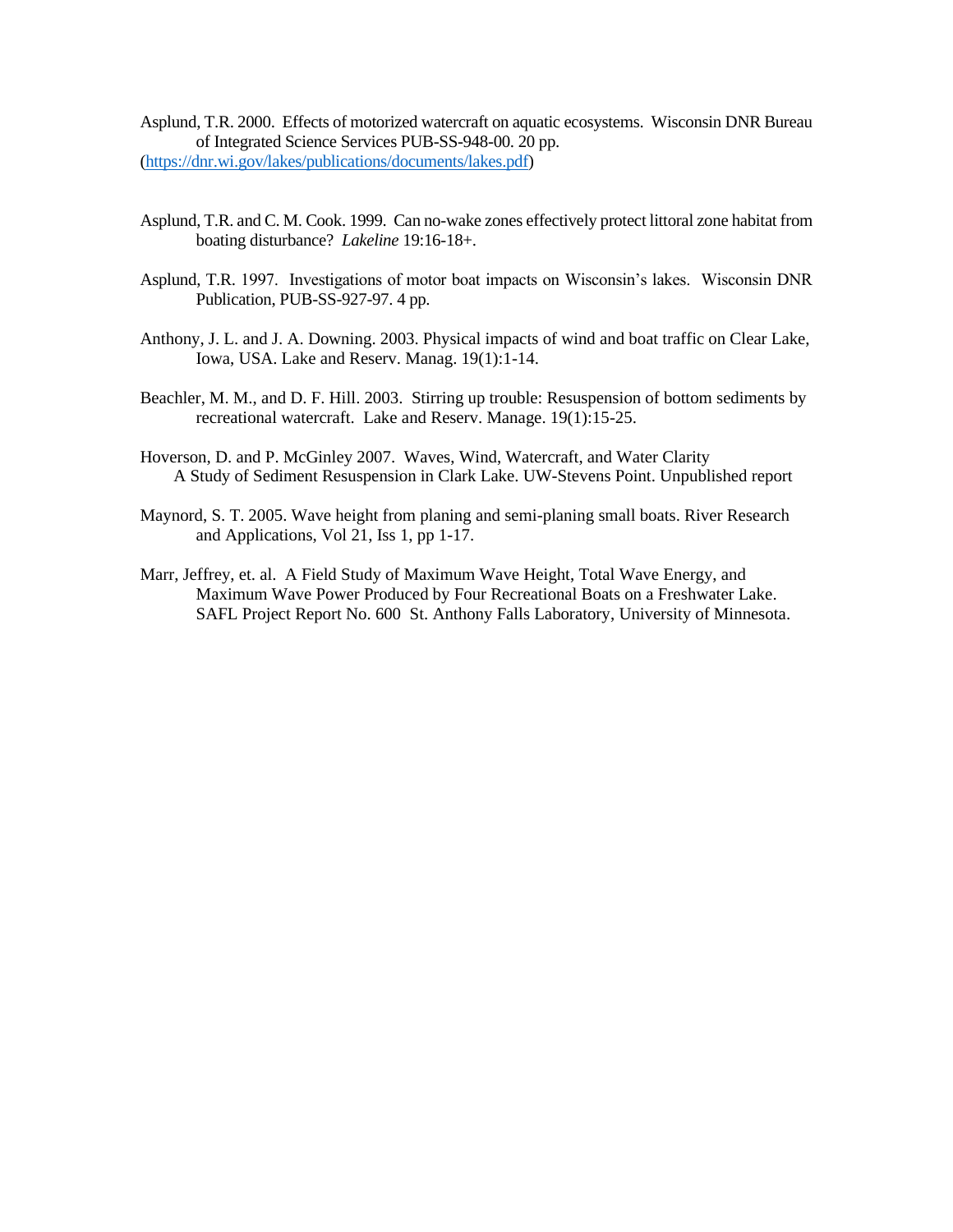Asplund, T.R. 2000. Effects of motorized watercraft on aquatic ecosystems. Wisconsin DNR Bureau of Integrated Science Services PUB-SS-948-00. 20 pp. (https://dnr.wi.gov/lakes/publications/documents/lakes.pdf)

Asplund, T.R. and C. M. Cook. 1999. Can no-wake zones effectively protect littoral zone habitat from boating disturbance? *Lakeline* 19:16-18+.

Asplund, T.R. 1997. Investigations of motor boat impacts on Wisconsin's lakes. Wisconsin DNR Publication, PUB-SS-927-97. 4 pp.

Anthony, J. L. and J. A. Downing. 2003. Physical impacts of wind and boat traffic on Clear Lake, Iowa, USA. Lake and Reserv. Manag. 19(1):1-14.

Beachler, M. M., and D. F. Hill. 2003. Stirring up trouble: Resuspension of bottom sediments by recreational watercraft. Lake and Reserv. Manage. 19(1):15-25.

Hoverson, D. and P. McGinley 2007. Waves, Wind, Watercraft, and Water Clarity A Study of Sediment Resuspension in Clark Lake. UW-Stevens Point. Unpublished report

Maynord, S. T. 2005. Wave height from planing and semi-planing small boats. River Research and Applications, Vol 21, Iss 1, pp 1-17.

Marr, Jeffrey, et. al. A Field Study of Maximum Wave Height, Total Wave Energy, and Maximum Wave Power Produced by Four Recreational Boats on a Freshwater Lake. SAFL Project Report No. 600 St. Anthony Falls Laboratory, University of Minnesota.